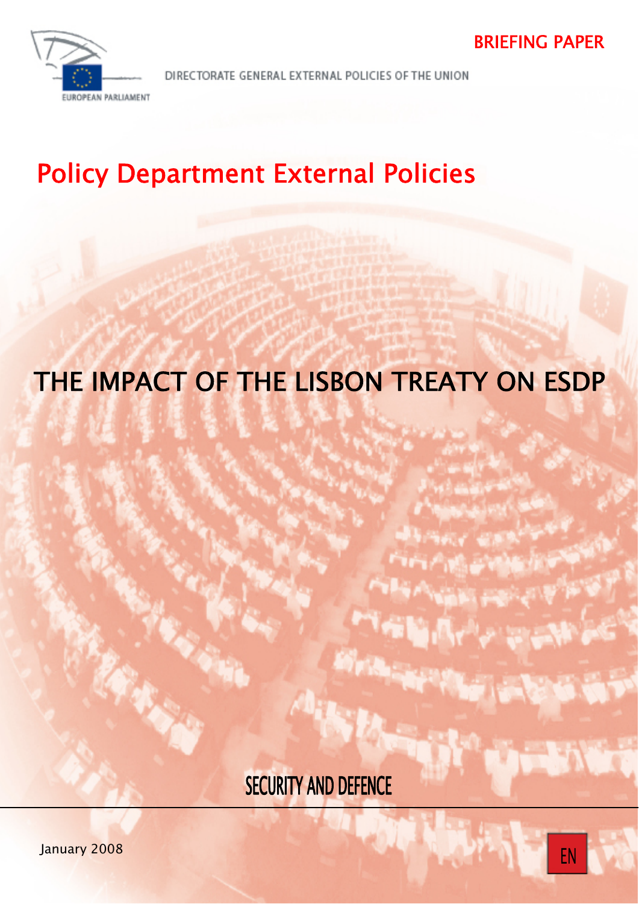BRIEFING PAPER

EUROPEAN PARLIAMENT

DIRECTORATE GENERAL EXTERNAL POLICIES OF THE UNION

# Policy Department External Policies

# THE IMPACT OF THE LISBON TREATY ON ESDP

## SECURITY AND DEFENCE

January 2008

EN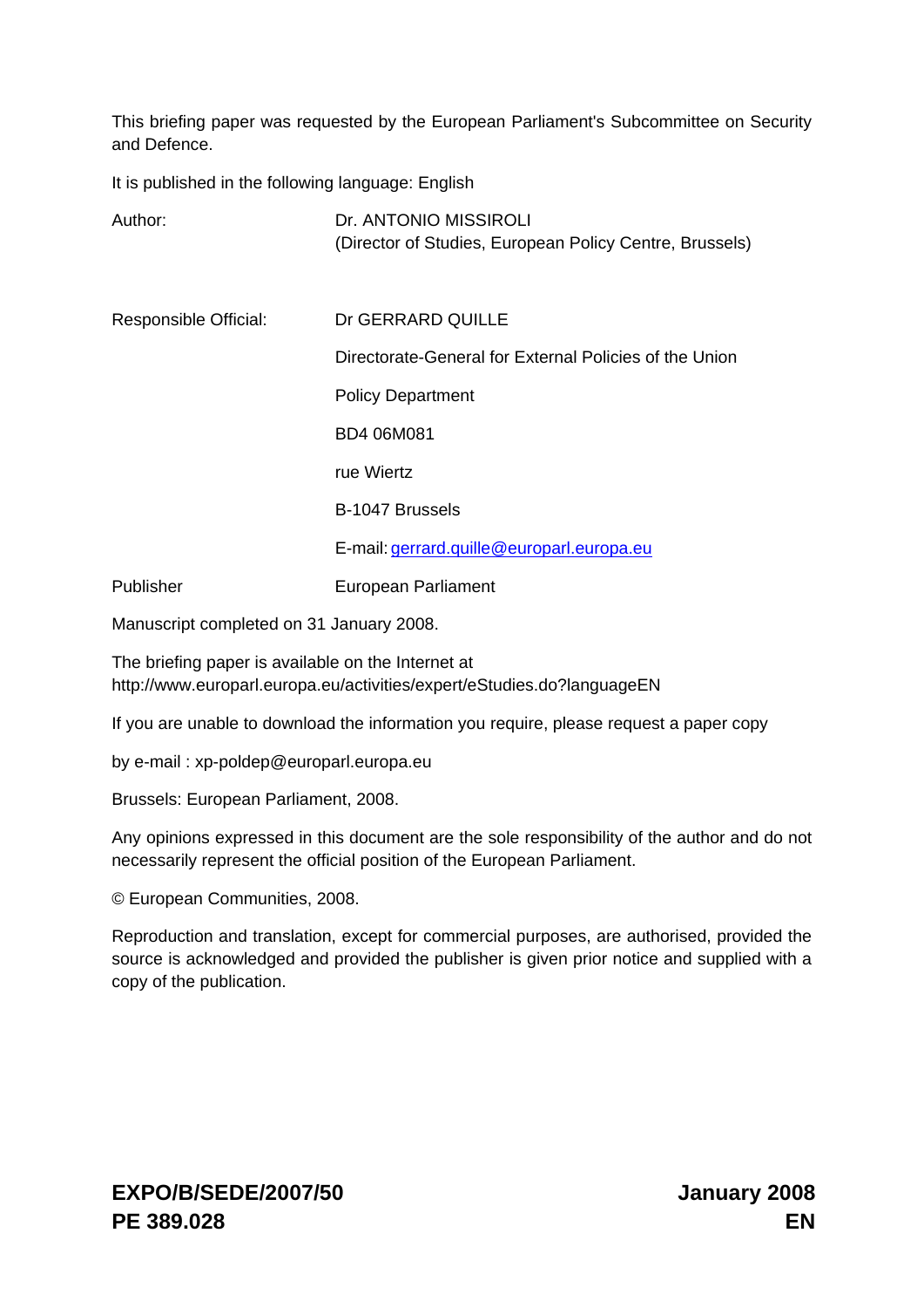This briefing paper was requested by the European Parliament's Subcommittee on Security and Defence.

It is published in the following language: English

Author: Dr. ANTONIO MISSIROLI
(Director of Studies, European Policy Centre, Brussels)

Responsible Official: Dr GERRARD QUILLE

Directorate-General for External Policies of the Union

Policy Department

BD4 06M081

rue Wiertz

B-1047 Brussels

E-mail: gerrard.quille@europarl.europa.eu

Publisher European Parliament

Manuscript completed on 31 January 2008.

The briefing paper is available on the Internet at
http://www.europarl.europa.eu/activities/expert/eStudies.do?languageEN

If you are unable to download the information you require, please request a paper copy

by e-mail : xp-poldep@europarl.europa.eu

Brussels: European Parliament, 2008.

Any opinions expressed in this document are the sole responsibility of the author and do not necessarily represent the official position of the European Parliament.

© European Communities, 2008.

Reproduction and translation, except for commercial purposes, are authorised, provided the source is acknowledged and provided the publisher is given prior notice and supplied with a copy of the publication.

**EXPO/B/SEDE/2007/50** **January 2008**
**PE 389.028** **EN**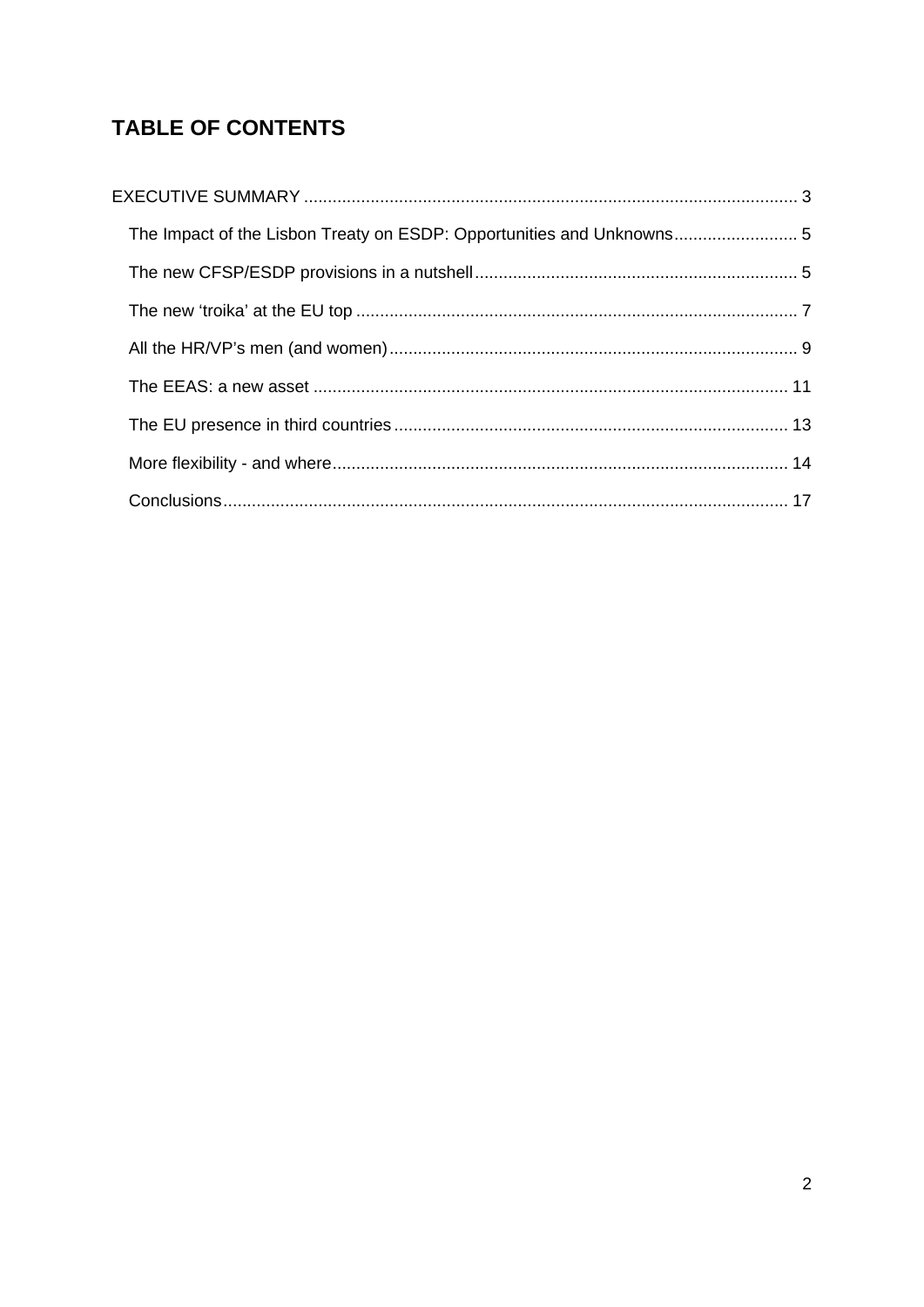# TABLE OF CONTENTS

EXECUTIVE SUMMARY ..................................................................................................... 3

- The Impact of the Lisbon Treaty on ESDP: Opportunities and Unknowns.......................... 5
- The new CFSP/ESDP provisions in a nutshell.................................................................... 5
- The new 'troika' at the EU top ............................................................................................ 7
- All the HR/VP's men (and women)..................................................................................... 9
- The EEAS: a new asset ................................................................................................... 11
- The EU presence in third countries .................................................................................. 13
- More flexibility - and where............................................................................................... 14
- Conclusions...................................................................................................................... 17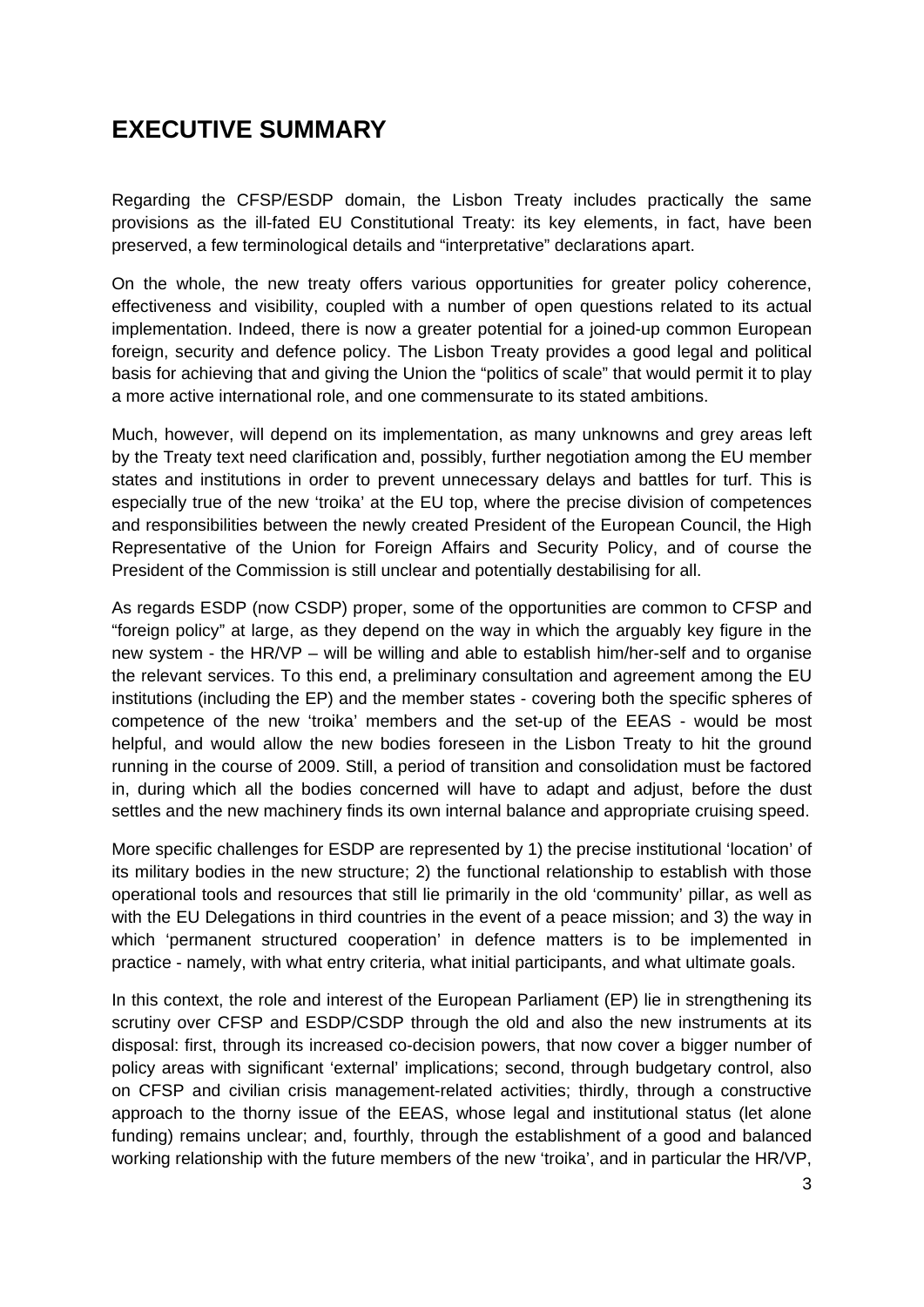# EXECUTIVE SUMMARY

Regarding the CFSP/ESDP domain, the Lisbon Treaty includes practically the same provisions as the ill-fated EU Constitutional Treaty: its key elements, in fact, have been preserved, a few terminological details and "interpretative" declarations apart.

On the whole, the new treaty offers various opportunities for greater policy coherence, effectiveness and visibility, coupled with a number of open questions related to its actual implementation. Indeed, there is now a greater potential for a joined-up common European foreign, security and defence policy. The Lisbon Treaty provides a good legal and political basis for achieving that and giving the Union the "politics of scale" that would permit it to play a more active international role, and one commensurate to its stated ambitions.

Much, however, will depend on its implementation, as many unknowns and grey areas left by the Treaty text need clarification and, possibly, further negotiation among the EU member states and institutions in order to prevent unnecessary delays and battles for turf. This is especially true of the new 'troika' at the EU top, where the precise division of competences and responsibilities between the newly created President of the European Council, the High Representative of the Union for Foreign Affairs and Security Policy, and of course the President of the Commission is still unclear and potentially destabilising for all.

As regards ESDP (now CSDP) proper, some of the opportunities are common to CFSP and "foreign policy" at large, as they depend on the way in which the arguably key figure in the new system - the HR/VP – will be willing and able to establish him/her-self and to organise the relevant services. To this end, a preliminary consultation and agreement among the EU institutions (including the EP) and the member states - covering both the specific spheres of competence of the new 'troika' members and the set-up of the EEAS - would be most helpful, and would allow the new bodies foreseen in the Lisbon Treaty to hit the ground running in the course of 2009. Still, a period of transition and consolidation must be factored in, during which all the bodies concerned will have to adapt and adjust, before the dust settles and the new machinery finds its own internal balance and appropriate cruising speed.

More specific challenges for ESDP are represented by 1) the precise institutional 'location' of its military bodies in the new structure; 2) the functional relationship to establish with those operational tools and resources that still lie primarily in the old 'community' pillar, as well as with the EU Delegations in third countries in the event of a peace mission; and 3) the way in which 'permanent structured cooperation' in defence matters is to be implemented in practice - namely, with what entry criteria, what initial participants, and what ultimate goals.

In this context, the role and interest of the European Parliament (EP) lie in strengthening its scrutiny over CFSP and ESDP/CSDP through the old and also the new instruments at its disposal: first, through its increased co-decision powers, that now cover a bigger number of policy areas with significant 'external' implications; second, through budgetary control, also on CFSP and civilian crisis management-related activities; thirdly, through a constructive approach to the thorny issue of the EEAS, whose legal and institutional status (let alone funding) remains unclear; and, fourthly, through the establishment of a good and balanced working relationship with the future members of the new 'troika', and in particular the HR/VP,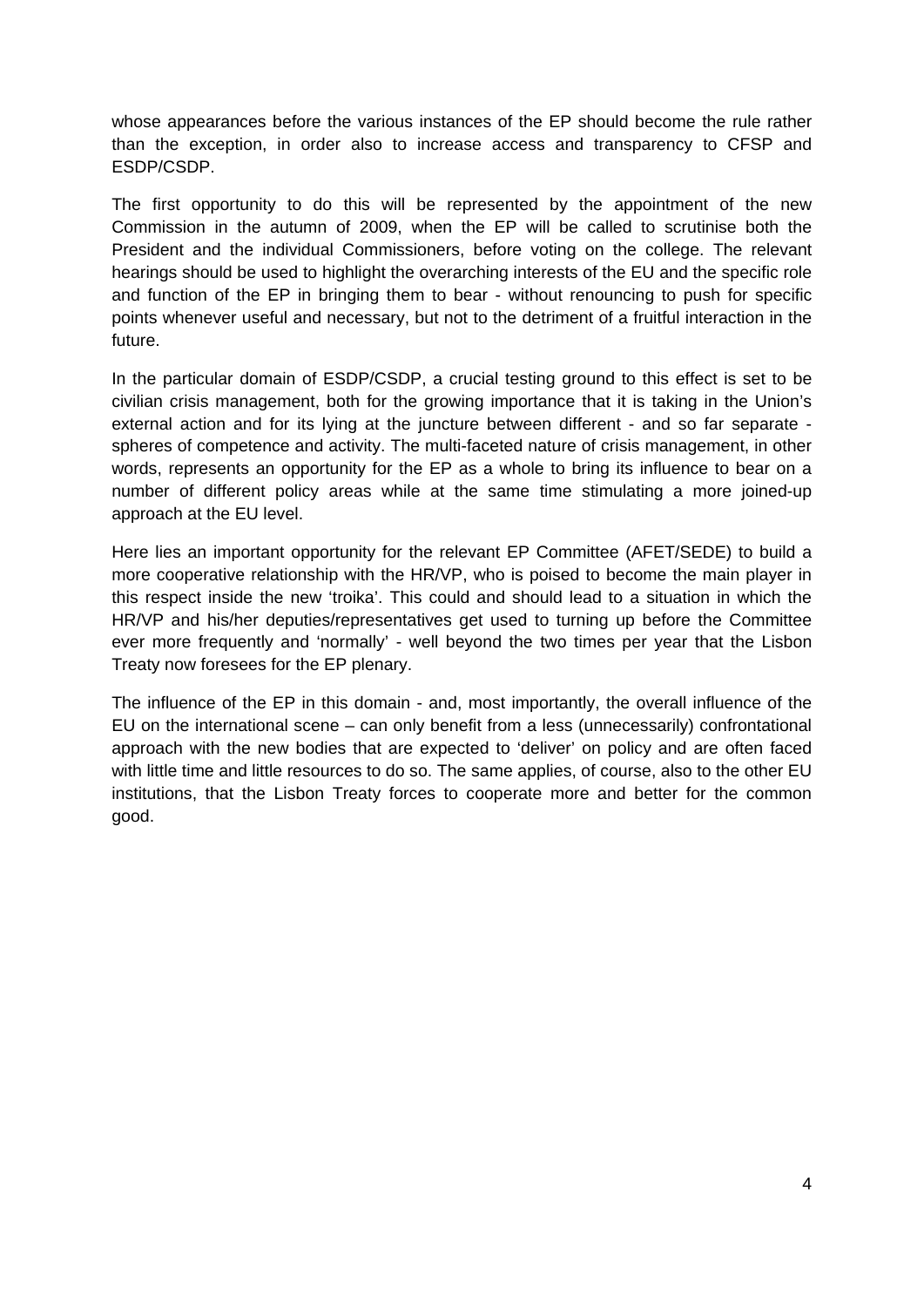whose appearances before the various instances of the EP should become the rule rather than the exception, in order also to increase access and transparency to CFSP and ESDP/CSDP.

The first opportunity to do this will be represented by the appointment of the new Commission in the autumn of 2009, when the EP will be called to scrutinise both the President and the individual Commissioners, before voting on the college. The relevant hearings should be used to highlight the overarching interests of the EU and the specific role and function of the EP in bringing them to bear - without renouncing to push for specific points whenever useful and necessary, but not to the detriment of a fruitful interaction in the future.

In the particular domain of ESDP/CSDP, a crucial testing ground to this effect is set to be civilian crisis management, both for the growing importance that it is taking in the Union's external action and for its lying at the juncture between different - and so far separate - spheres of competence and activity. The multi-faceted nature of crisis management, in other words, represents an opportunity for the EP as a whole to bring its influence to bear on a number of different policy areas while at the same time stimulating a more joined-up approach at the EU level.

Here lies an important opportunity for the relevant EP Committee (AFET/SEDE) to build a more cooperative relationship with the HR/VP, who is poised to become the main player in this respect inside the new 'troika'. This could and should lead to a situation in which the HR/VP and his/her deputies/representatives get used to turning up before the Committee ever more frequently and 'normally' - well beyond the two times per year that the Lisbon Treaty now foresees for the EP plenary.

The influence of the EP in this domain - and, most importantly, the overall influence of the EU on the international scene – can only benefit from a less (unnecessarily) confrontational approach with the new bodies that are expected to 'deliver' on policy and are often faced with little time and little resources to do so. The same applies, of course, also to the other EU institutions, that the Lisbon Treaty forces to cooperate more and better for the common good.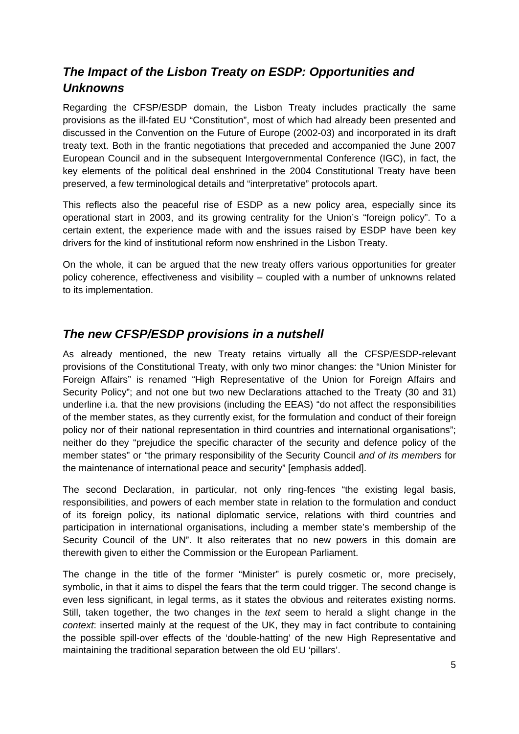## *The Impact of the Lisbon Treaty on ESDP: Opportunities and Unknowns*

Regarding the CFSP/ESDP domain, the Lisbon Treaty includes practically the same provisions as the ill-fated EU "Constitution", most of which had already been presented and discussed in the Convention on the Future of Europe (2002-03) and incorporated in its draft treaty text. Both in the frantic negotiations that preceded and accompanied the June 2007 European Council and in the subsequent Intergovernmental Conference (IGC), in fact, the key elements of the political deal enshrined in the 2004 Constitutional Treaty have been preserved, a few terminological details and "interpretative" protocols apart.

This reflects also the peaceful rise of ESDP as a new policy area, especially since its operational start in 2003, and its growing centrality for the Union's "foreign policy". To a certain extent, the experience made with and the issues raised by ESDP have been key drivers for the kind of institutional reform now enshrined in the Lisbon Treaty.

On the whole, it can be argued that the new treaty offers various opportunities for greater policy coherence, effectiveness and visibility – coupled with a number of unknowns related to its implementation.

## *The new CFSP/ESDP provisions in a nutshell*

As already mentioned, the new Treaty retains virtually all the CFSP/ESDP-relevant provisions of the Constitutional Treaty, with only two minor changes: the "Union Minister for Foreign Affairs" is renamed "High Representative of the Union for Foreign Affairs and Security Policy"; and not one but two new Declarations attached to the Treaty (30 and 31) underline i.a. that the new provisions (including the EEAS) "do not affect the responsibilities of the member states, as they currently exist, for the formulation and conduct of their foreign policy nor of their national representation in third countries and international organisations"; neither do they "prejudice the specific character of the security and defence policy of the member states" or "the primary responsibility of the Security Council *and of its members* for the maintenance of international peace and security" [emphasis added].

The second Declaration, in particular, not only ring-fences "the existing legal basis, responsibilities, and powers of each member state in relation to the formulation and conduct of its foreign policy, its national diplomatic service, relations with third countries and participation in international organisations, including a member state's membership of the Security Council of the UN". It also reiterates that no new powers in this domain are therewith given to either the Commission or the European Parliament.

The change in the title of the former "Minister" is purely cosmetic or, more precisely, symbolic, in that it aims to dispel the fears that the term could trigger. The second change is even less significant, in legal terms, as it states the obvious and reiterates existing norms. Still, taken together, the two changes in the *text* seem to herald a slight change in the *context*: inserted mainly at the request of the UK, they may in fact contribute to containing the possible spill-over effects of the 'double-hatting' of the new High Representative and maintaining the traditional separation between the old EU 'pillars'.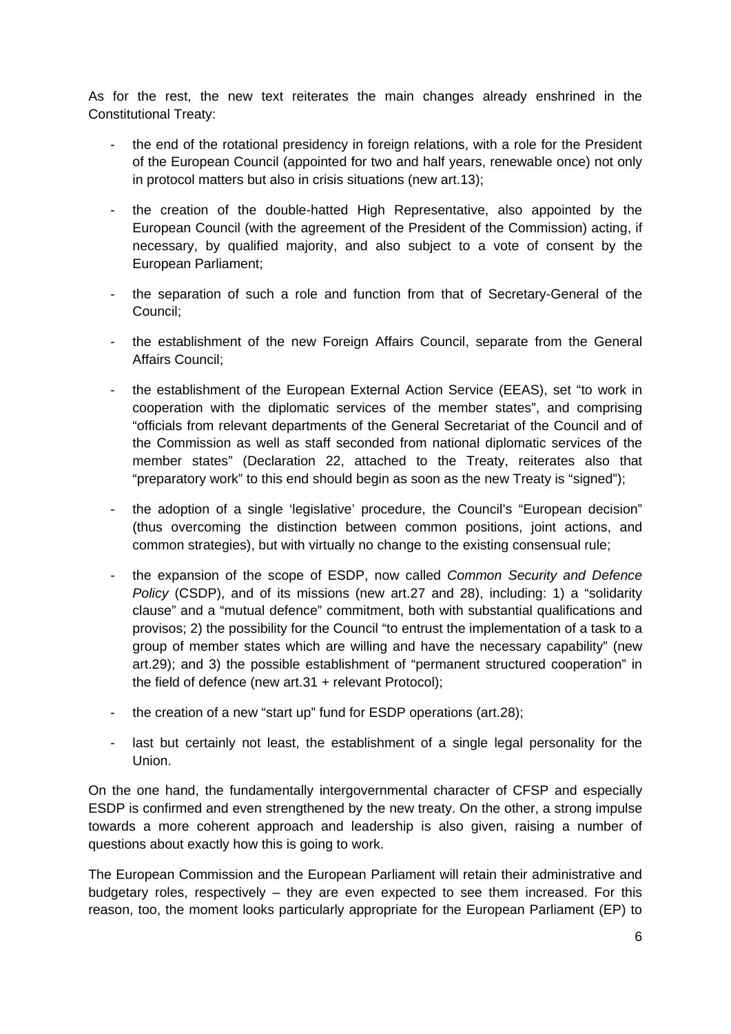As for the rest, the new text reiterates the main changes already enshrined in the Constitutional Treaty:

- the end of the rotational presidency in foreign relations, with a role for the President of the European Council (appointed for two and half years, renewable once) not only in protocol matters but also in crisis situations (new art.13);

- the creation of the double-hatted High Representative, also appointed by the European Council (with the agreement of the President of the Commission) acting, if necessary, by qualified majority, and also subject to a vote of consent by the European Parliament;

- the separation of such a role and function from that of Secretary-General of the Council;

- the establishment of the new Foreign Affairs Council, separate from the General Affairs Council;

- the establishment of the European External Action Service (EEAS), set "to work in cooperation with the diplomatic services of the member states", and comprising "officials from relevant departments of the General Secretariat of the Council and of the Commission as well as staff seconded from national diplomatic services of the member states" (Declaration 22, attached to the Treaty, reiterates also that "preparatory work" to this end should begin as soon as the new Treaty is "signed");

- the adoption of a single 'legislative' procedure, the Council's "European decision" (thus overcoming the distinction between common positions, joint actions, and common strategies), but with virtually no change to the existing consensual rule;

- the expansion of the scope of ESDP, now called *Common Security and Defence Policy* (CSDP), and of its missions (new art.27 and 28), including: 1) a "solidarity clause" and a "mutual defence" commitment, both with substantial qualifications and provisos; 2) the possibility for the Council "to entrust the implementation of a task to a group of member states which are willing and have the necessary capability" (new art.29); and 3) the possible establishment of "permanent structured cooperation" in the field of defence (new art.31 + relevant Protocol);

- the creation of a new "start up" fund for ESDP operations (art.28);

- last but certainly not least, the establishment of a single legal personality for the Union.

On the one hand, the fundamentally intergovernmental character of CFSP and especially ESDP is confirmed and even strengthened by the new treaty. On the other, a strong impulse towards a more coherent approach and leadership is also given, raising a number of questions about exactly how this is going to work.

The European Commission and the European Parliament will retain their administrative and budgetary roles, respectively – they are even expected to see them increased. For this reason, too, the moment looks particularly appropriate for the European Parliament (EP) to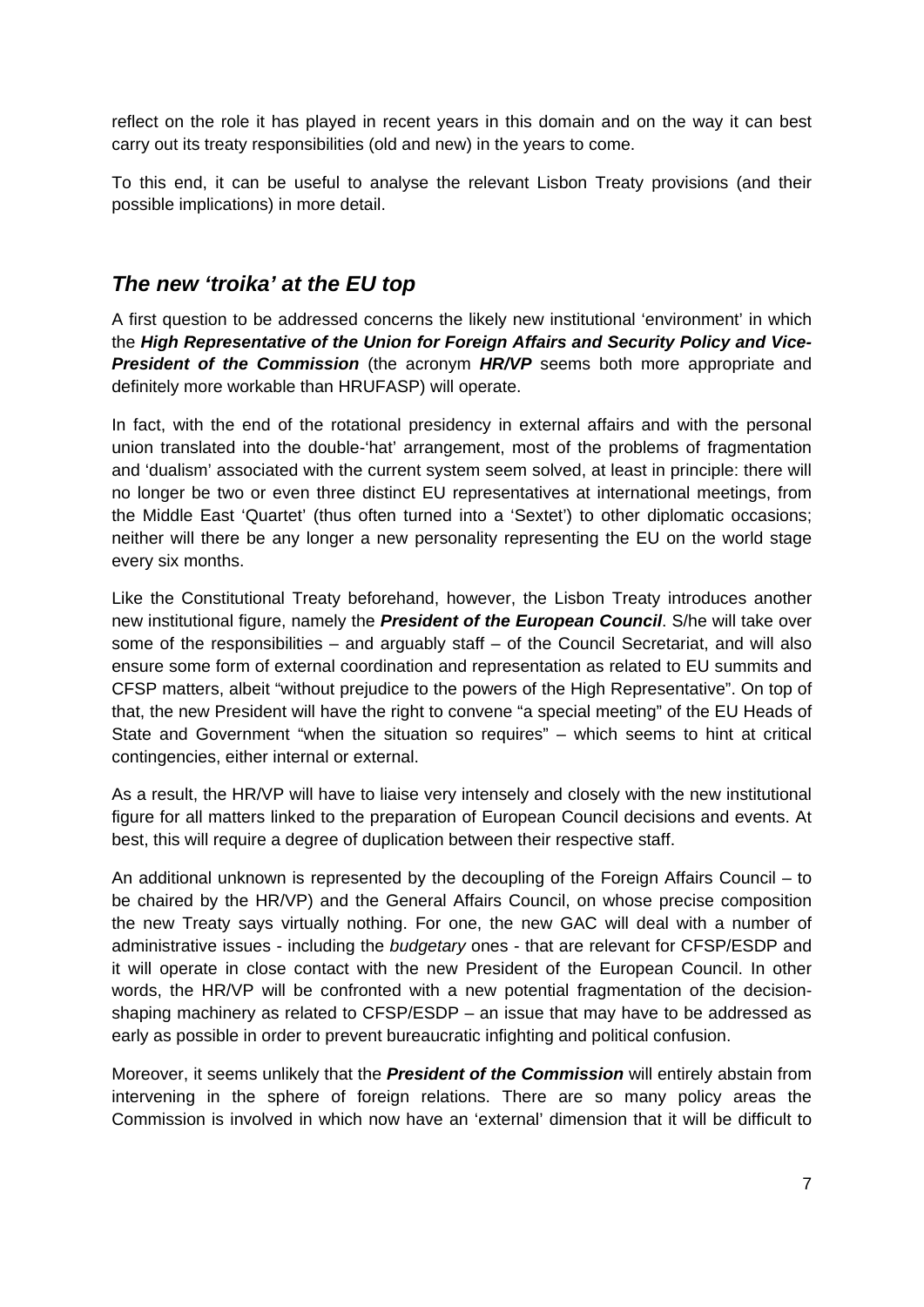reflect on the role it has played in recent years in this domain and on the way it can best carry out its treaty responsibilities (old and new) in the years to come.

To this end, it can be useful to analyse the relevant Lisbon Treaty provisions (and their possible implications) in more detail.

## *The new 'troika' at the EU top*

A first question to be addressed concerns the likely new institutional 'environment' in which the ***High Representative of the Union for Foreign Affairs and Security Policy and Vice-President of the Commission*** (the acronym ***HR/VP*** seems both more appropriate and definitely more workable than HRUFASP) will operate.

In fact, with the end of the rotational presidency in external affairs and with the personal union translated into the double-'hat' arrangement, most of the problems of fragmentation and 'dualism' associated with the current system seem solved, at least in principle: there will no longer be two or even three distinct EU representatives at international meetings, from the Middle East 'Quartet' (thus often turned into a 'Sextet') to other diplomatic occasions; neither will there be any longer a new personality representing the EU on the world stage every six months.

Like the Constitutional Treaty beforehand, however, the Lisbon Treaty introduces another new institutional figure, namely the ***President of the European Council***. S/he will take over some of the responsibilities – and arguably staff – of the Council Secretariat, and will also ensure some form of external coordination and representation as related to EU summits and CFSP matters, albeit "without prejudice to the powers of the High Representative". On top of that, the new President will have the right to convene "a special meeting" of the EU Heads of State and Government "when the situation so requires" – which seems to hint at critical contingencies, either internal or external.

As a result, the HR/VP will have to liaise very intensely and closely with the new institutional figure for all matters linked to the preparation of European Council decisions and events. At best, this will require a degree of duplication between their respective staff.

An additional unknown is represented by the decoupling of the Foreign Affairs Council – to be chaired by the HR/VP) and the General Affairs Council, on whose precise composition the new Treaty says virtually nothing. For one, the new GAC will deal with a number of administrative issues - including the *budgetary* ones - that are relevant for CFSP/ESDP and it will operate in close contact with the new President of the European Council. In other words, the HR/VP will be confronted with a new potential fragmentation of the decision-shaping machinery as related to CFSP/ESDP – an issue that may have to be addressed as early as possible in order to prevent bureaucratic infighting and political confusion.

Moreover, it seems unlikely that the ***President of the Commission*** will entirely abstain from intervening in the sphere of foreign relations. There are so many policy areas the Commission is involved in which now have an 'external' dimension that it will be difficult to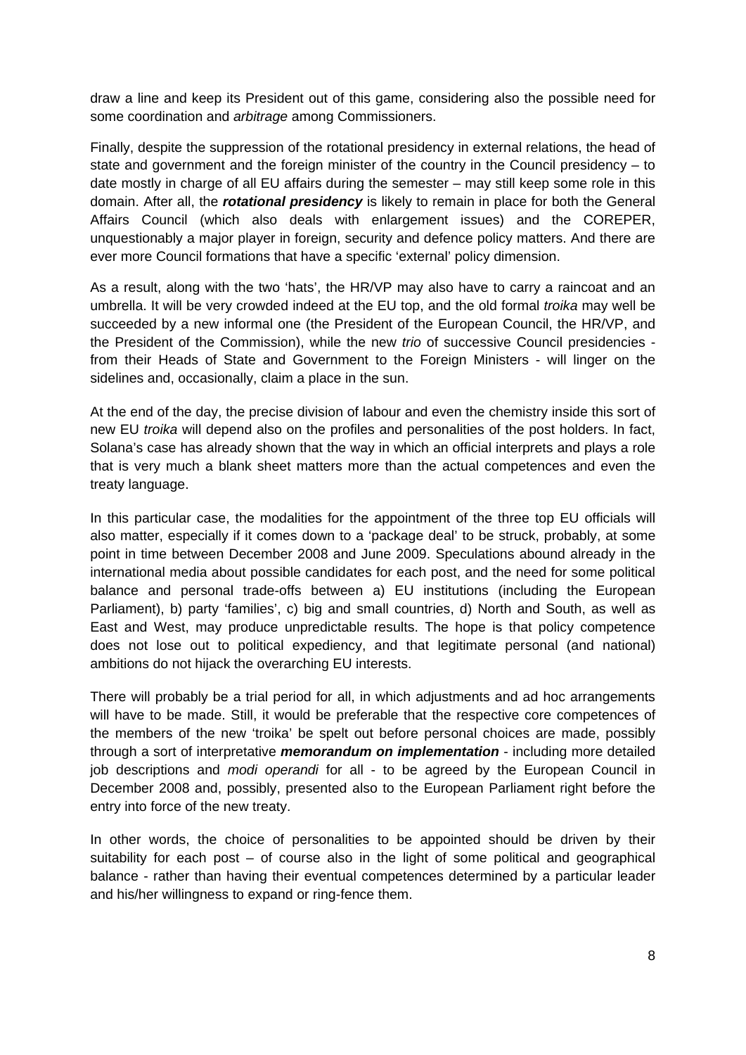draw a line and keep its President out of this game, considering also the possible need for some coordination and *arbitrage* among Commissioners.

Finally, despite the suppression of the rotational presidency in external relations, the head of state and government and the foreign minister of the country in the Council presidency – to date mostly in charge of all EU affairs during the semester – may still keep some role in this domain. After all, the ***rotational presidency*** is likely to remain in place for both the General Affairs Council (which also deals with enlargement issues) and the COREPER, unquestionably a major player in foreign, security and defence policy matters. And there are ever more Council formations that have a specific 'external' policy dimension.

As a result, along with the two 'hats', the HR/VP may also have to carry a raincoat and an umbrella. It will be very crowded indeed at the EU top, and the old formal *troika* may well be succeeded by a new informal one (the President of the European Council, the HR/VP, and the President of the Commission), while the new *trio* of successive Council presidencies - from their Heads of State and Government to the Foreign Ministers - will linger on the sidelines and, occasionally, claim a place in the sun.

At the end of the day, the precise division of labour and even the chemistry inside this sort of new EU *troika* will depend also on the profiles and personalities of the post holders. In fact, Solana's case has already shown that the way in which an official interprets and plays a role that is very much a blank sheet matters more than the actual competences and even the treaty language.

In this particular case, the modalities for the appointment of the three top EU officials will also matter, especially if it comes down to a 'package deal' to be struck, probably, at some point in time between December 2008 and June 2009. Speculations abound already in the international media about possible candidates for each post, and the need for some political balance and personal trade-offs between a) EU institutions (including the European Parliament), b) party 'families', c) big and small countries, d) North and South, as well as East and West, may produce unpredictable results. The hope is that policy competence does not lose out to political expediency, and that legitimate personal (and national) ambitions do not hijack the overarching EU interests.

There will probably be a trial period for all, in which adjustments and ad hoc arrangements will have to be made. Still, it would be preferable that the respective core competences of the members of the new 'troika' be spelt out before personal choices are made, possibly through a sort of interpretative ***memorandum on implementation*** - including more detailed job descriptions and *modi operandi* for all - to be agreed by the European Council in December 2008 and, possibly, presented also to the European Parliament right before the entry into force of the new treaty.

In other words, the choice of personalities to be appointed should be driven by their suitability for each post – of course also in the light of some political and geographical balance - rather than having their eventual competences determined by a particular leader and his/her willingness to expand or ring-fence them.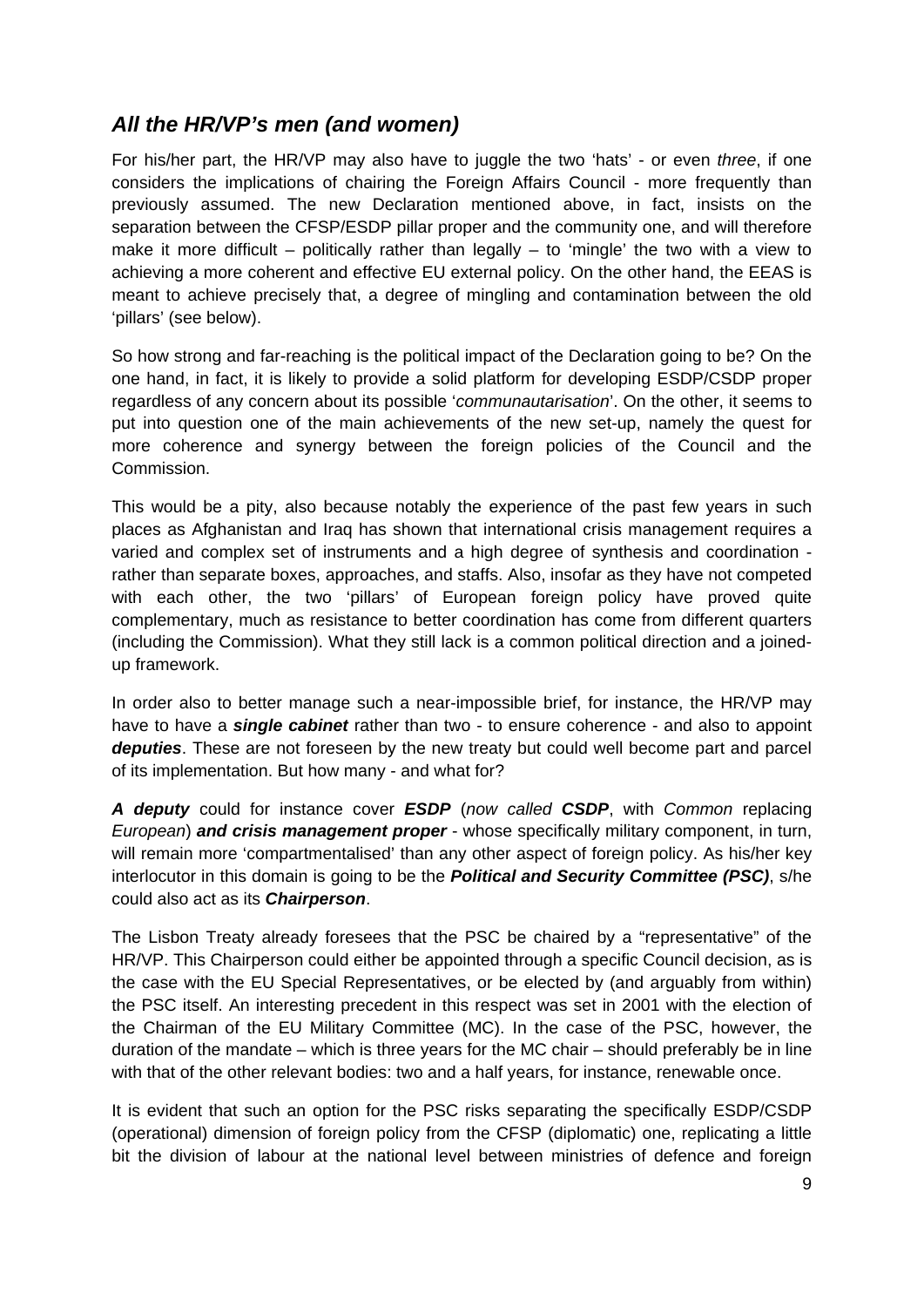## *All the HR/VP's men (and women)*

For his/her part, the HR/VP may also have to juggle the two 'hats' - or even *three*, if one considers the implications of chairing the Foreign Affairs Council - more frequently than previously assumed. The new Declaration mentioned above, in fact, insists on the separation between the CFSP/ESDP pillar proper and the community one, and will therefore make it more difficult – politically rather than legally – to 'mingle' the two with a view to achieving a more coherent and effective EU external policy. On the other hand, the EEAS is meant to achieve precisely that, a degree of mingling and contamination between the old 'pillars' (see below).

So how strong and far-reaching is the political impact of the Declaration going to be? On the one hand, in fact, it is likely to provide a solid platform for developing ESDP/CSDP proper regardless of any concern about its possible '*communautarisation*'. On the other, it seems to put into question one of the main achievements of the new set-up, namely the quest for more coherence and synergy between the foreign policies of the Council and the Commission.

This would be a pity, also because notably the experience of the past few years in such places as Afghanistan and Iraq has shown that international crisis management requires a varied and complex set of instruments and a high degree of synthesis and coordination - rather than separate boxes, approaches, and staffs. Also, insofar as they have not competed with each other, the two 'pillars' of European foreign policy have proved quite complementary, much as resistance to better coordination has come from different quarters (including the Commission). What they still lack is a common political direction and a joined-up framework.

In order also to better manage such a near-impossible brief, for instance, the HR/VP may have to have a ***single cabinet*** rather than two - to ensure coherence - and also to appoint ***deputies***. These are not foreseen by the new treaty but could well become part and parcel of its implementation. But how many - and what for?

***A deputy*** could for instance cover ***ESDP*** (*now called* ***CSDP***, with *Common* replacing *European*) ***and crisis management proper*** - whose specifically military component, in turn, will remain more 'compartmentalised' than any other aspect of foreign policy. As his/her key interlocutor in this domain is going to be the ***Political and Security Committee (PSC)***, s/he could also act as its ***Chairperson***.

The Lisbon Treaty already foresees that the PSC be chaired by a "representative" of the HR/VP. This Chairperson could either be appointed through a specific Council decision, as is the case with the EU Special Representatives, or be elected by (and arguably from within) the PSC itself. An interesting precedent in this respect was set in 2001 with the election of the Chairman of the EU Military Committee (MC). In the case of the PSC, however, the duration of the mandate – which is three years for the MC chair – should preferably be in line with that of the other relevant bodies: two and a half years, for instance, renewable once.

It is evident that such an option for the PSC risks separating the specifically ESDP/CSDP (operational) dimension of foreign policy from the CFSP (diplomatic) one, replicating a little bit the division of labour at the national level between ministries of defence and foreign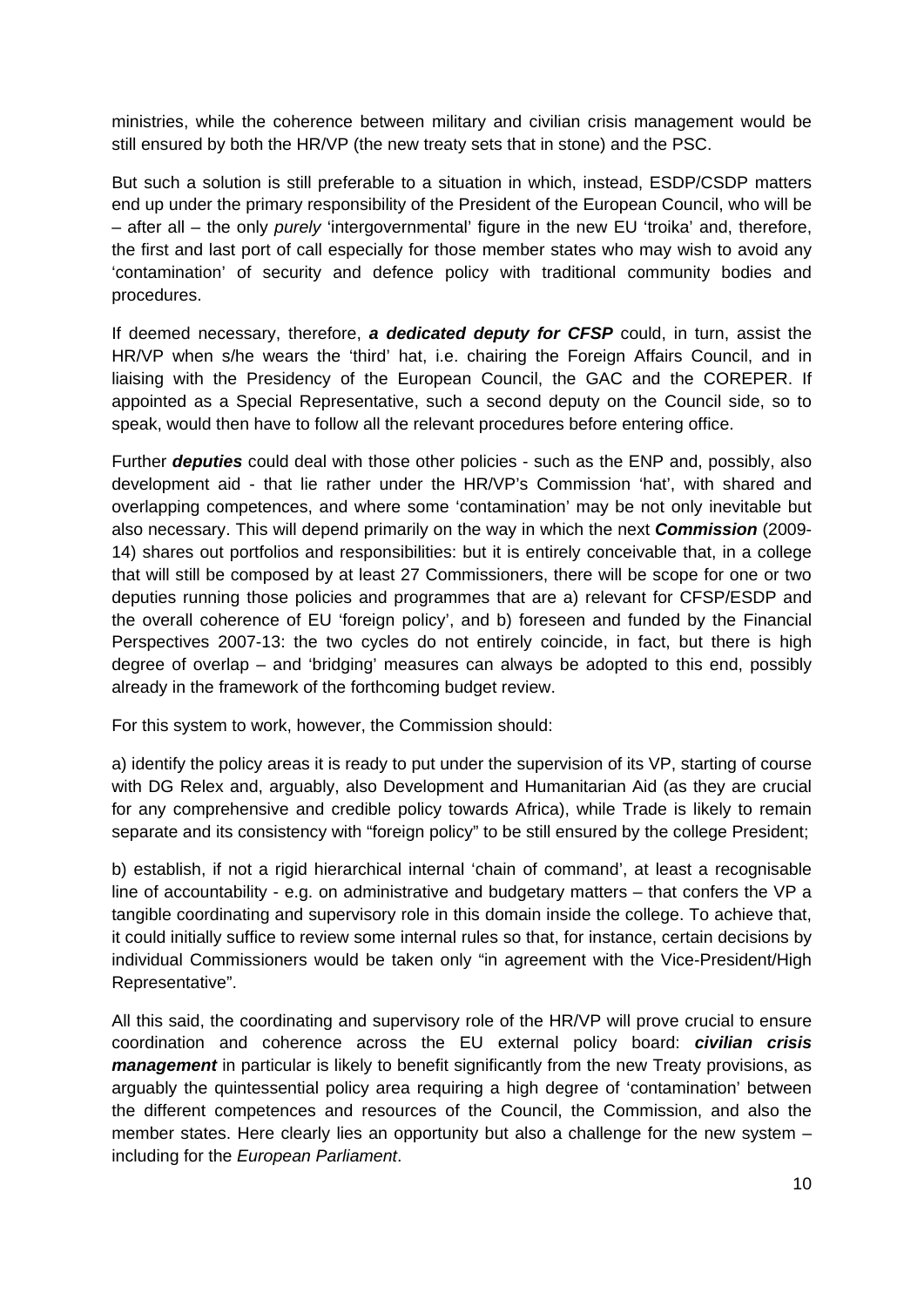ministries, while the coherence between military and civilian crisis management would be still ensured by both the HR/VP (the new treaty sets that in stone) and the PSC.

But such a solution is still preferable to a situation in which, instead, ESDP/CSDP matters end up under the primary responsibility of the President of the European Council, who will be – after all – the only *purely* 'intergovernmental' figure in the new EU 'troika' and, therefore, the first and last port of call especially for those member states who may wish to avoid any 'contamination' of security and defence policy with traditional community bodies and procedures.

If deemed necessary, therefore, ***a dedicated deputy for CFSP*** could, in turn, assist the HR/VP when s/he wears the 'third' hat, i.e. chairing the Foreign Affairs Council, and in liaising with the Presidency of the European Council, the GAC and the COREPER. If appointed as a Special Representative, such a second deputy on the Council side, so to speak, would then have to follow all the relevant procedures before entering office.

Further ***deputies*** could deal with those other policies - such as the ENP and, possibly, also development aid - that lie rather under the HR/VP's Commission 'hat', with shared and overlapping competences, and where some 'contamination' may be not only inevitable but also necessary. This will depend primarily on the way in which the next ***Commission*** (2009-14) shares out portfolios and responsibilities: but it is entirely conceivable that, in a college that will still be composed by at least 27 Commissioners, there will be scope for one or two deputies running those policies and programmes that are a) relevant for CFSP/ESDP and the overall coherence of EU 'foreign policy', and b) foreseen and funded by the Financial Perspectives 2007-13: the two cycles do not entirely coincide, in fact, but there is high degree of overlap – and 'bridging' measures can always be adopted to this end, possibly already in the framework of the forthcoming budget review.

For this system to work, however, the Commission should:

a) identify the policy areas it is ready to put under the supervision of its VP, starting of course with DG Relex and, arguably, also Development and Humanitarian Aid (as they are crucial for any comprehensive and credible policy towards Africa), while Trade is likely to remain separate and its consistency with "foreign policy" to be still ensured by the college President;

b) establish, if not a rigid hierarchical internal 'chain of command', at least a recognisable line of accountability - e.g. on administrative and budgetary matters – that confers the VP a tangible coordinating and supervisory role in this domain inside the college. To achieve that, it could initially suffice to review some internal rules so that, for instance, certain decisions by individual Commissioners would be taken only "in agreement with the Vice-President/High Representative".

All this said, the coordinating and supervisory role of the HR/VP will prove crucial to ensure coordination and coherence across the EU external policy board: ***civilian crisis management*** in particular is likely to benefit significantly from the new Treaty provisions, as arguably the quintessential policy area requiring a high degree of 'contamination' between the different competences and resources of the Council, the Commission, and also the member states. Here clearly lies an opportunity but also a challenge for the new system – including for the *European Parliament*.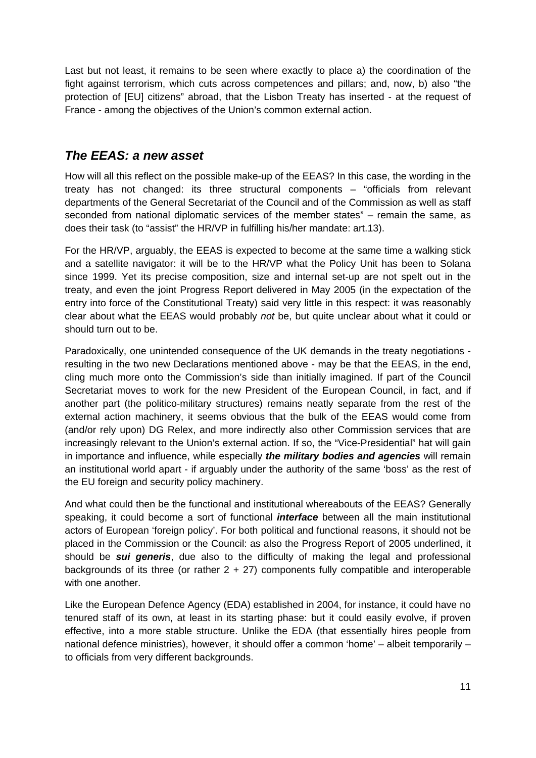Last but not least, it remains to be seen where exactly to place a) the coordination of the fight against terrorism, which cuts across competences and pillars; and, now, b) also "the protection of [EU] citizens" abroad, that the Lisbon Treaty has inserted - at the request of France - among the objectives of the Union's common external action.

## *The EEAS: a new asset*

How will all this reflect on the possible make-up of the EEAS? In this case, the wording in the treaty has not changed: its three structural components – "officials from relevant departments of the General Secretariat of the Council and of the Commission as well as staff seconded from national diplomatic services of the member states" – remain the same, as does their task (to "assist" the HR/VP in fulfilling his/her mandate: art.13).

For the HR/VP, arguably, the EEAS is expected to become at the same time a walking stick and a satellite navigator: it will be to the HR/VP what the Policy Unit has been to Solana since 1999. Yet its precise composition, size and internal set-up are not spelt out in the treaty, and even the joint Progress Report delivered in May 2005 (in the expectation of the entry into force of the Constitutional Treaty) said very little in this respect: it was reasonably clear about what the EEAS would probably *not* be, but quite unclear about what it could or should turn out to be.

Paradoxically, one unintended consequence of the UK demands in the treaty negotiations - resulting in the two new Declarations mentioned above - may be that the EEAS, in the end, cling much more onto the Commission's side than initially imagined. If part of the Council Secretariat moves to work for the new President of the European Council, in fact, and if another part (the politico-military structures) remains neatly separate from the rest of the external action machinery, it seems obvious that the bulk of the EEAS would come from (and/or rely upon) DG Relex, and more indirectly also other Commission services that are increasingly relevant to the Union's external action. If so, the "Vice-Presidential" hat will gain in importance and influence, while especially ***the military bodies and agencies*** will remain an institutional world apart - if arguably under the authority of the same 'boss' as the rest of the EU foreign and security policy machinery.

And what could then be the functional and institutional whereabouts of the EEAS? Generally speaking, it could become a sort of functional ***interface*** between all the main institutional actors of European 'foreign policy'. For both political and functional reasons, it should not be placed in the Commission or the Council: as also the Progress Report of 2005 underlined, it should be ***sui generis***, due also to the difficulty of making the legal and professional backgrounds of its three (or rather 2 + 27) components fully compatible and interoperable with one another.

Like the European Defence Agency (EDA) established in 2004, for instance, it could have no tenured staff of its own, at least in its starting phase: but it could easily evolve, if proven effective, into a more stable structure. Unlike the EDA (that essentially hires people from national defence ministries), however, it should offer a common 'home' – albeit temporarily – to officials from very different backgrounds.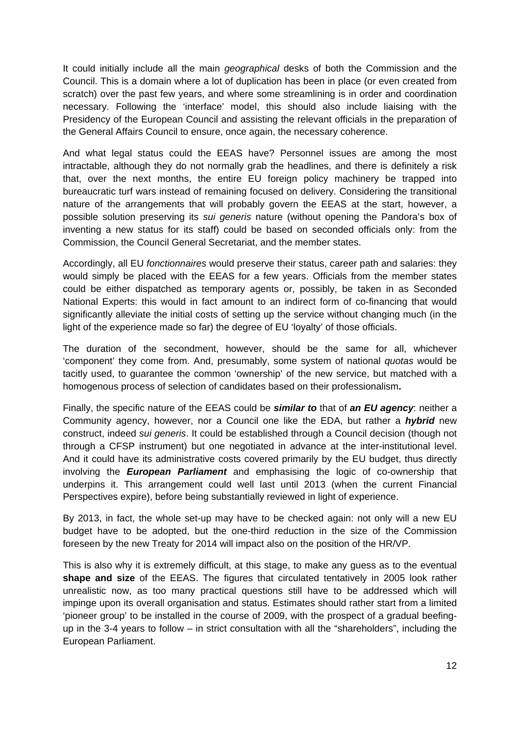It could initially include all the main *geographical* desks of both the Commission and the Council. This is a domain where a lot of duplication has been in place (or even created from scratch) over the past few years, and where some streamlining is in order and coordination necessary. Following the 'interface' model, this should also include liaising with the Presidency of the European Council and assisting the relevant officials in the preparation of the General Affairs Council to ensure, once again, the necessary coherence.

And what legal status could the EEAS have? Personnel issues are among the most intractable, although they do not normally grab the headlines, and there is definitely a risk that, over the next months, the entire EU foreign policy machinery be trapped into bureaucratic turf wars instead of remaining focused on delivery. Considering the transitional nature of the arrangements that will probably govern the EEAS at the start, however, a possible solution preserving its *sui generis* nature (without opening the Pandora's box of inventing a new status for its staff) could be based on seconded officials only: from the Commission, the Council General Secretariat, and the member states.

Accordingly, all EU *fonctionnaires* would preserve their status, career path and salaries: they would simply be placed with the EEAS for a few years. Officials from the member states could be either dispatched as temporary agents or, possibly, be taken in as Seconded National Experts: this would in fact amount to an indirect form of co-financing that would significantly alleviate the initial costs of setting up the service without changing much (in the light of the experience made so far) the degree of EU 'loyalty' of those officials.

The duration of the secondment, however, should be the same for all, whichever 'component' they come from. And, presumably, some system of national *quotas* would be tacitly used, to guarantee the common 'ownership' of the new service, but matched with a homogenous process of selection of candidates based on their professionalism**.**

Finally, the specific nature of the EEAS could be ***similar to*** that of ***an EU agency***: neither a Community agency, however, nor a Council one like the EDA, but rather a ***hybrid*** new construct, indeed *sui generis*. It could be established through a Council decision (though not through a CFSP instrument) but one negotiated in advance at the inter-institutional level. And it could have its administrative costs covered primarily by the EU budget, thus directly involving the ***European Parliament*** and emphasising the logic of co-ownership that underpins it. This arrangement could well last until 2013 (when the current Financial Perspectives expire), before being substantially reviewed in light of experience.

By 2013, in fact, the whole set-up may have to be checked again: not only will a new EU budget have to be adopted, but the one-third reduction in the size of the Commission foreseen by the new Treaty for 2014 will impact also on the position of the HR/VP.

This is also why it is extremely difficult, at this stage, to make any guess as to the eventual **shape and size** of the EEAS. The figures that circulated tentatively in 2005 look rather unrealistic now, as too many practical questions still have to be addressed which will impinge upon its overall organisation and status. Estimates should rather start from a limited 'pioneer group' to be installed in the course of 2009, with the prospect of a gradual beefing-up in the 3-4 years to follow – in strict consultation with all the "shareholders", including the European Parliament.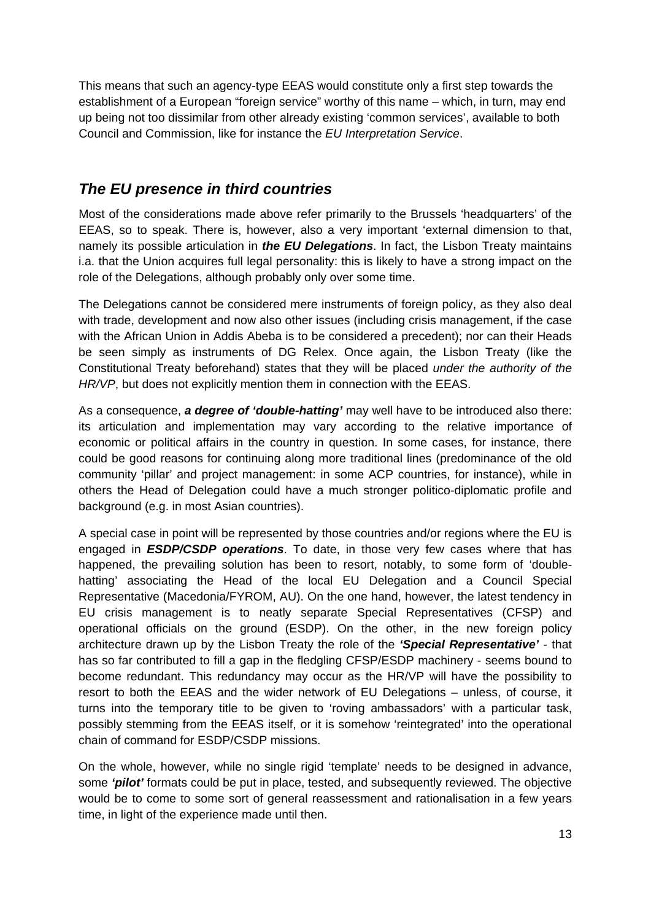This means that such an agency-type EEAS would constitute only a first step towards the establishment of a European "foreign service" worthy of this name – which, in turn, may end up being not too dissimilar from other already existing 'common services', available to both Council and Commission, like for instance the *EU Interpretation Service*.

## *The EU presence in third countries*

Most of the considerations made above refer primarily to the Brussels 'headquarters' of the EEAS, so to speak. There is, however, also a very important 'external dimension to that, namely its possible articulation in ***the EU Delegations***. In fact, the Lisbon Treaty maintains i.a. that the Union acquires full legal personality: this is likely to have a strong impact on the role of the Delegations, although probably only over some time.

The Delegations cannot be considered mere instruments of foreign policy, as they also deal with trade, development and now also other issues (including crisis management, if the case with the African Union in Addis Abeba is to be considered a precedent); nor can their Heads be seen simply as instruments of DG Relex. Once again, the Lisbon Treaty (like the Constitutional Treaty beforehand) states that they will be placed *under the authority of the HR/VP*, but does not explicitly mention them in connection with the EEAS.

As a consequence, ***a degree of 'double-hatting'*** may well have to be introduced also there: its articulation and implementation may vary according to the relative importance of economic or political affairs in the country in question. In some cases, for instance, there could be good reasons for continuing along more traditional lines (predominance of the old community 'pillar' and project management: in some ACP countries, for instance), while in others the Head of Delegation could have a much stronger politico-diplomatic profile and background (e.g. in most Asian countries).

A special case in point will be represented by those countries and/or regions where the EU is engaged in ***ESDP/CSDP operations***. To date, in those very few cases where that has happened, the prevailing solution has been to resort, notably, to some form of 'double-hatting' associating the Head of the local EU Delegation and a Council Special Representative (Macedonia/FYROM, AU). On the one hand, however, the latest tendency in EU crisis management is to neatly separate Special Representatives (CFSP) and operational officials on the ground (ESDP). On the other, in the new foreign policy architecture drawn up by the Lisbon Treaty the role of the ***'Special Representative'*** - that has so far contributed to fill a gap in the fledgling CFSP/ESDP machinery - seems bound to become redundant. This redundancy may occur as the HR/VP will have the possibility to resort to both the EEAS and the wider network of EU Delegations – unless, of course, it turns into the temporary title to be given to 'roving ambassadors' with a particular task, possibly stemming from the EEAS itself, or it is somehow 'reintegrated' into the operational chain of command for ESDP/CSDP missions.

On the whole, however, while no single rigid 'template' needs to be designed in advance, some ***'pilot'*** formats could be put in place, tested, and subsequently reviewed. The objective would be to come to some sort of general reassessment and rationalisation in a few years time, in light of the experience made until then.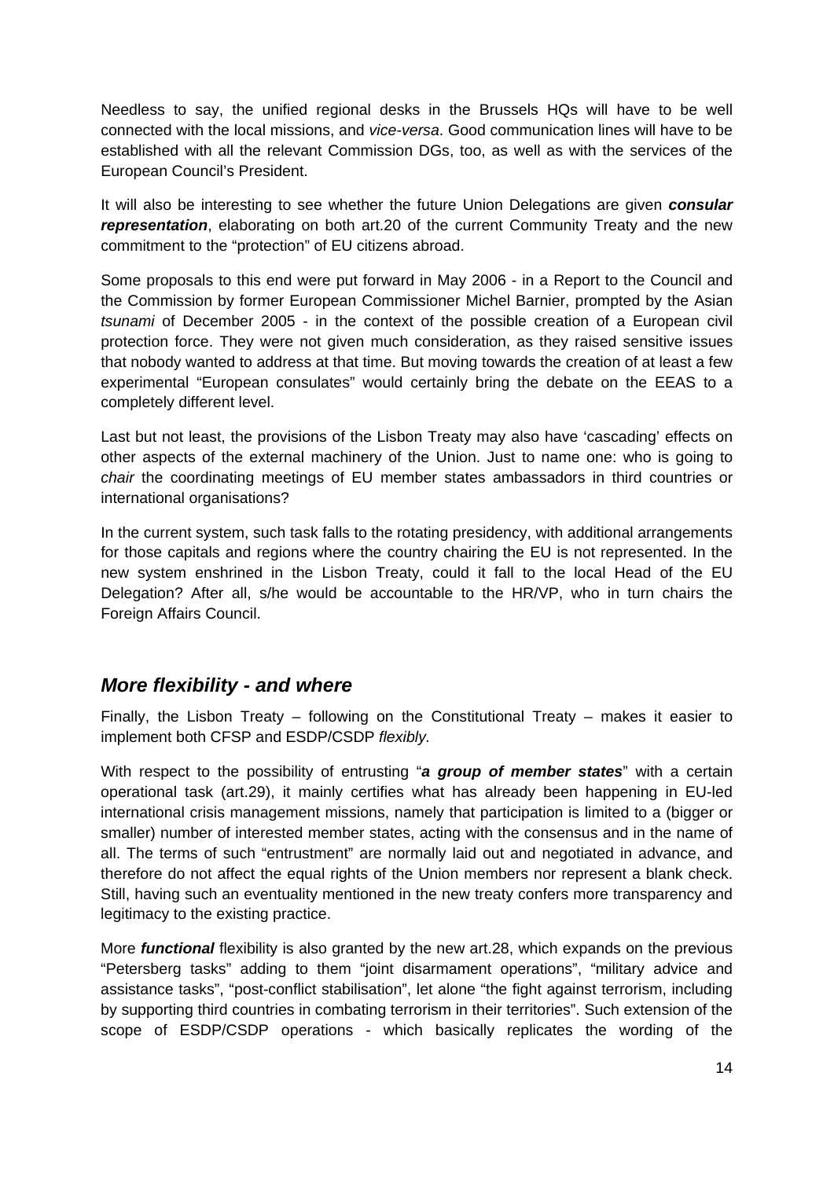Needless to say, the unified regional desks in the Brussels HQs will have to be well connected with the local missions, and *vice-versa*. Good communication lines will have to be established with all the relevant Commission DGs, too, as well as with the services of the European Council's President.

It will also be interesting to see whether the future Union Delegations are given ***consular representation***, elaborating on both art.20 of the current Community Treaty and the new commitment to the "protection" of EU citizens abroad.

Some proposals to this end were put forward in May 2006 - in a Report to the Council and the Commission by former European Commissioner Michel Barnier, prompted by the Asian *tsunami* of December 2005 - in the context of the possible creation of a European civil protection force. They were not given much consideration, as they raised sensitive issues that nobody wanted to address at that time. But moving towards the creation of at least a few experimental "European consulates" would certainly bring the debate on the EEAS to a completely different level.

Last but not least, the provisions of the Lisbon Treaty may also have 'cascading' effects on other aspects of the external machinery of the Union. Just to name one: who is going to *chair* the coordinating meetings of EU member states ambassadors in third countries or international organisations?

In the current system, such task falls to the rotating presidency, with additional arrangements for those capitals and regions where the country chairing the EU is not represented. In the new system enshrined in the Lisbon Treaty, could it fall to the local Head of the EU Delegation? After all, s/he would be accountable to the HR/VP, who in turn chairs the Foreign Affairs Council.

## *More flexibility - and where*

Finally, the Lisbon Treaty – following on the Constitutional Treaty – makes it easier to implement both CFSP and ESDP/CSDP *flexibly.*

With respect to the possibility of entrusting "***a group of member states***" with a certain operational task (art.29), it mainly certifies what has already been happening in EU-led international crisis management missions, namely that participation is limited to a (bigger or smaller) number of interested member states, acting with the consensus and in the name of all. The terms of such "entrustment" are normally laid out and negotiated in advance, and therefore do not affect the equal rights of the Union members nor represent a blank check. Still, having such an eventuality mentioned in the new treaty confers more transparency and legitimacy to the existing practice.

More ***functional*** flexibility is also granted by the new art.28, which expands on the previous "Petersberg tasks" adding to them "joint disarmament operations", "military advice and assistance tasks", "post-conflict stabilisation", let alone "the fight against terrorism, including by supporting third countries in combating terrorism in their territories". Such extension of the scope of ESDP/CSDP operations - which basically replicates the wording of the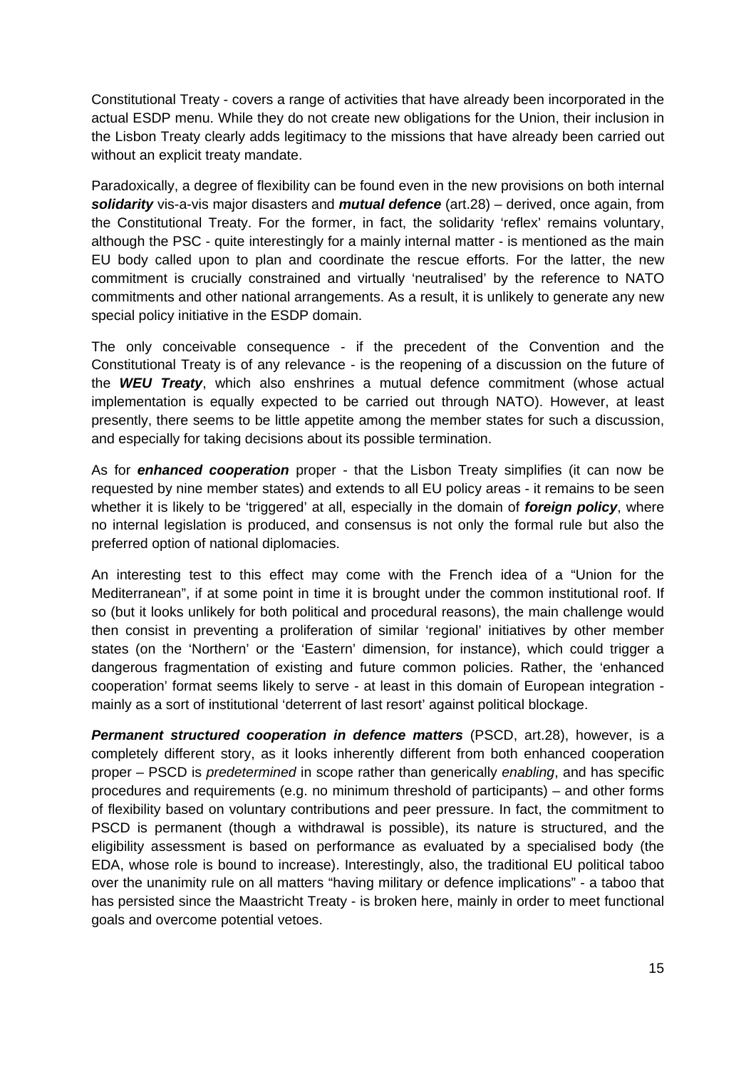Constitutional Treaty - covers a range of activities that have already been incorporated in the actual ESDP menu. While they do not create new obligations for the Union, their inclusion in the Lisbon Treaty clearly adds legitimacy to the missions that have already been carried out without an explicit treaty mandate.

Paradoxically, a degree of flexibility can be found even in the new provisions on both internal ***solidarity*** vis-a-vis major disasters and ***mutual defence*** (art.28) – derived, once again, from the Constitutional Treaty. For the former, in fact, the solidarity 'reflex' remains voluntary, although the PSC - quite interestingly for a mainly internal matter - is mentioned as the main EU body called upon to plan and coordinate the rescue efforts. For the latter, the new commitment is crucially constrained and virtually 'neutralised' by the reference to NATO commitments and other national arrangements. As a result, it is unlikely to generate any new special policy initiative in the ESDP domain.

The only conceivable consequence - if the precedent of the Convention and the Constitutional Treaty is of any relevance - is the reopening of a discussion on the future of the ***WEU Treaty***, which also enshrines a mutual defence commitment (whose actual implementation is equally expected to be carried out through NATO). However, at least presently, there seems to be little appetite among the member states for such a discussion, and especially for taking decisions about its possible termination.

As for ***enhanced cooperation*** proper - that the Lisbon Treaty simplifies (it can now be requested by nine member states) and extends to all EU policy areas - it remains to be seen whether it is likely to be 'triggered' at all, especially in the domain of ***foreign policy***, where no internal legislation is produced, and consensus is not only the formal rule but also the preferred option of national diplomacies.

An interesting test to this effect may come with the French idea of a "Union for the Mediterranean", if at some point in time it is brought under the common institutional roof. If so (but it looks unlikely for both political and procedural reasons), the main challenge would then consist in preventing a proliferation of similar 'regional' initiatives by other member states (on the 'Northern' or the 'Eastern' dimension, for instance), which could trigger a dangerous fragmentation of existing and future common policies. Rather, the 'enhanced cooperation' format seems likely to serve - at least in this domain of European integration - mainly as a sort of institutional 'deterrent of last resort' against political blockage.

***Permanent structured cooperation in defence matters*** (PSCD, art.28), however, is a completely different story, as it looks inherently different from both enhanced cooperation proper – PSCD is *predetermined* in scope rather than generically *enabling*, and has specific procedures and requirements (e.g. no minimum threshold of participants) – and other forms of flexibility based on voluntary contributions and peer pressure. In fact, the commitment to PSCD is permanent (though a withdrawal is possible), its nature is structured, and the eligibility assessment is based on performance as evaluated by a specialised body (the EDA, whose role is bound to increase). Interestingly, also, the traditional EU political taboo over the unanimity rule on all matters "having military or defence implications" - a taboo that has persisted since the Maastricht Treaty - is broken here, mainly in order to meet functional goals and overcome potential vetoes.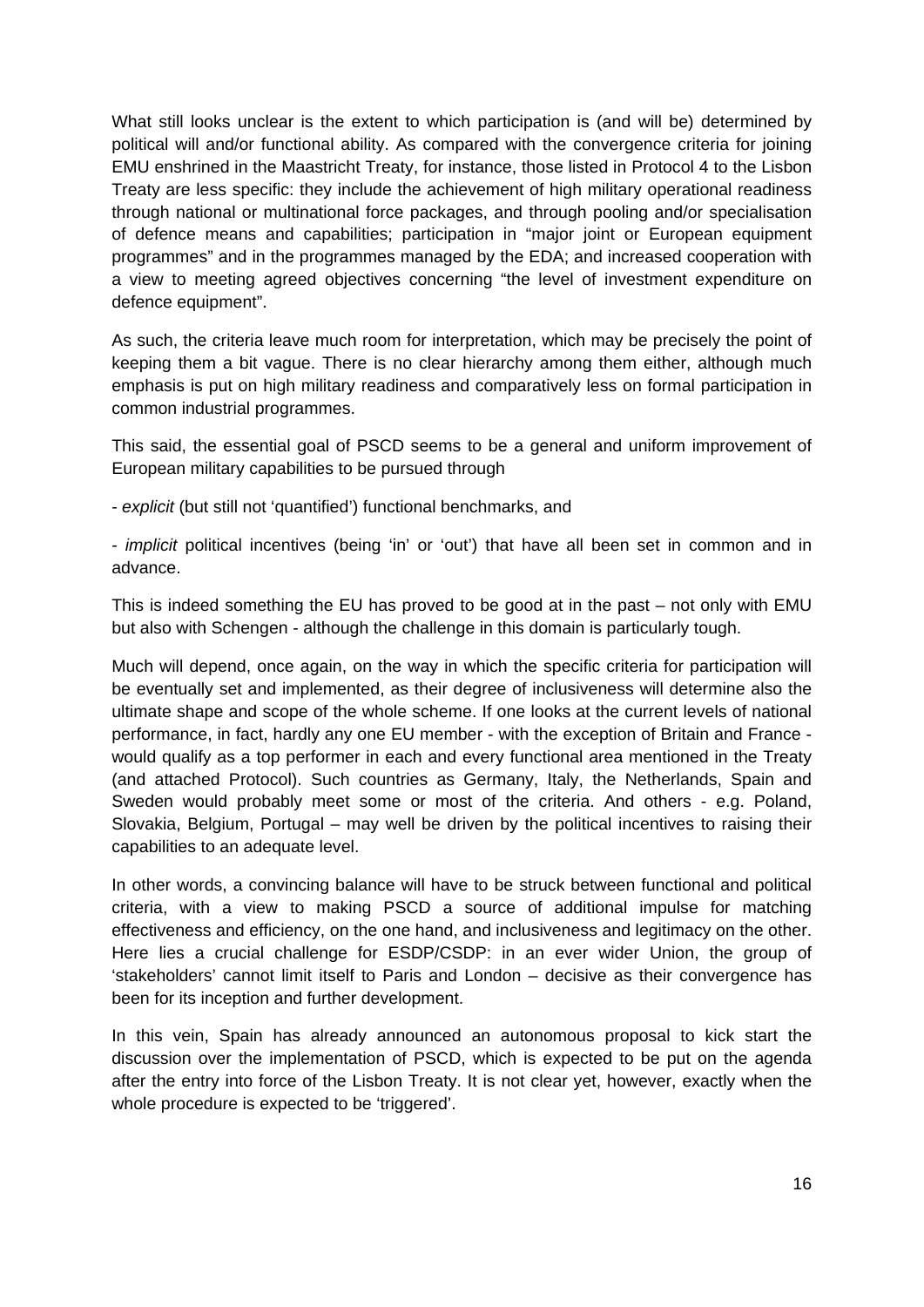What still looks unclear is the extent to which participation is (and will be) determined by political will and/or functional ability. As compared with the convergence criteria for joining EMU enshrined in the Maastricht Treaty, for instance, those listed in Protocol 4 to the Lisbon Treaty are less specific: they include the achievement of high military operational readiness through national or multinational force packages, and through pooling and/or specialisation of defence means and capabilities; participation in "major joint or European equipment programmes" and in the programmes managed by the EDA; and increased cooperation with a view to meeting agreed objectives concerning "the level of investment expenditure on defence equipment".

As such, the criteria leave much room for interpretation, which may be precisely the point of keeping them a bit vague. There is no clear hierarchy among them either, although much emphasis is put on high military readiness and comparatively less on formal participation in common industrial programmes.

This said, the essential goal of PSCD seems to be a general and uniform improvement of European military capabilities to be pursued through

- *explicit* (but still not 'quantified') functional benchmarks, and

- *implicit* political incentives (being 'in' or 'out') that have all been set in common and in advance.

This is indeed something the EU has proved to be good at in the past – not only with EMU but also with Schengen - although the challenge in this domain is particularly tough.

Much will depend, once again, on the way in which the specific criteria for participation will be eventually set and implemented, as their degree of inclusiveness will determine also the ultimate shape and scope of the whole scheme. If one looks at the current levels of national performance, in fact, hardly any one EU member - with the exception of Britain and France - would qualify as a top performer in each and every functional area mentioned in the Treaty (and attached Protocol). Such countries as Germany, Italy, the Netherlands, Spain and Sweden would probably meet some or most of the criteria. And others - e.g. Poland, Slovakia, Belgium, Portugal – may well be driven by the political incentives to raising their capabilities to an adequate level.

In other words, a convincing balance will have to be struck between functional and political criteria, with a view to making PSCD a source of additional impulse for matching effectiveness and efficiency, on the one hand, and inclusiveness and legitimacy on the other. Here lies a crucial challenge for ESDP/CSDP: in an ever wider Union, the group of 'stakeholders' cannot limit itself to Paris and London – decisive as their convergence has been for its inception and further development.

In this vein, Spain has already announced an autonomous proposal to kick start the discussion over the implementation of PSCD, which is expected to be put on the agenda after the entry into force of the Lisbon Treaty. It is not clear yet, however, exactly when the whole procedure is expected to be 'triggered'.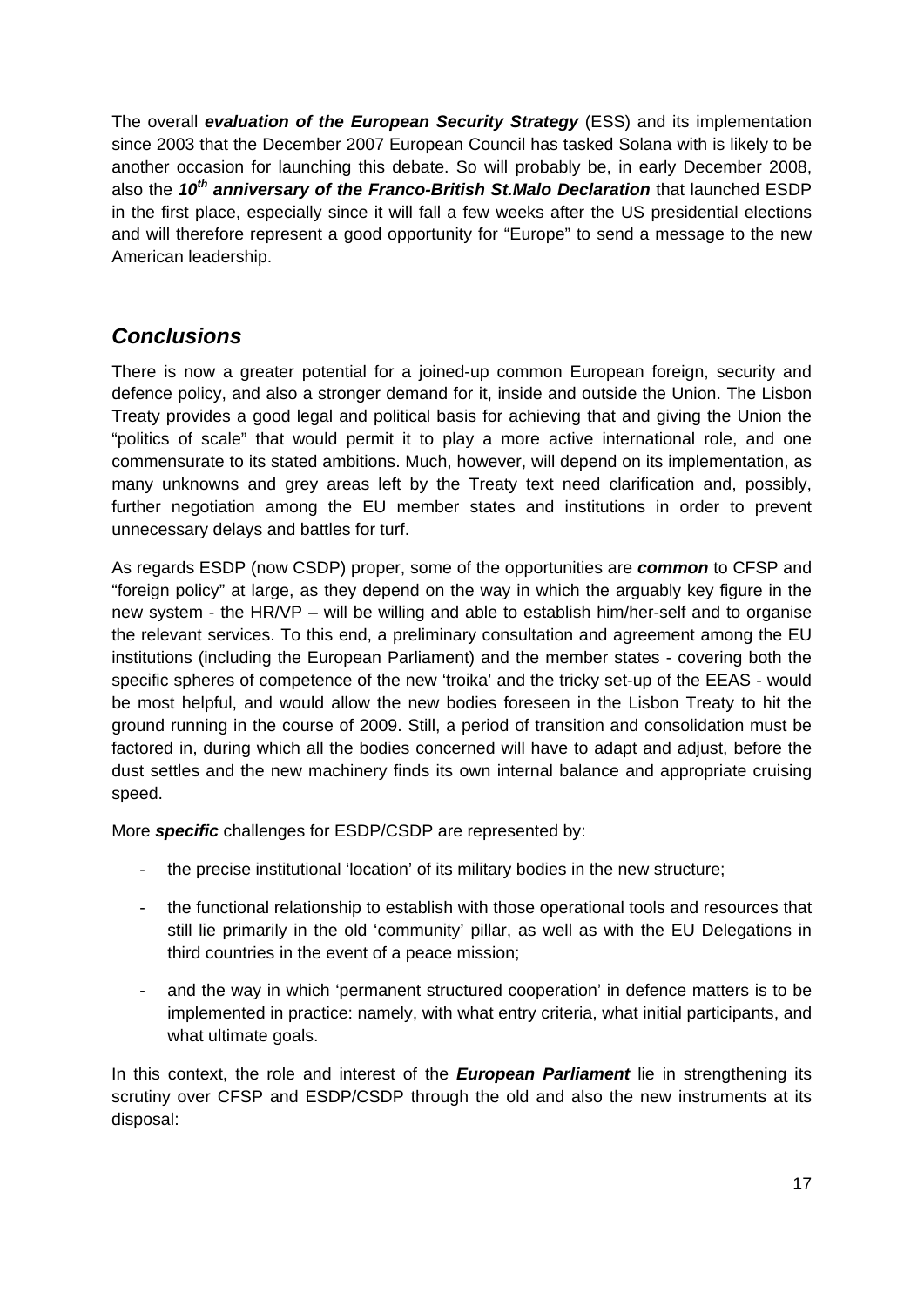The overall ***evaluation of the European Security Strategy*** (ESS) and its implementation since 2003 that the December 2007 European Council has tasked Solana with is likely to be another occasion for launching this debate. So will probably be, in early December 2008, also the ***10th anniversary of the Franco-British St.Malo Declaration*** that launched ESDP in the first place, especially since it will fall a few weeks after the US presidential elections and will therefore represent a good opportunity for "Europe" to send a message to the new American leadership.

## *Conclusions*

There is now a greater potential for a joined-up common European foreign, security and defence policy, and also a stronger demand for it, inside and outside the Union. The Lisbon Treaty provides a good legal and political basis for achieving that and giving the Union the "politics of scale" that would permit it to play a more active international role, and one commensurate to its stated ambitions. Much, however, will depend on its implementation, as many unknowns and grey areas left by the Treaty text need clarification and, possibly, further negotiation among the EU member states and institutions in order to prevent unnecessary delays and battles for turf.

As regards ESDP (now CSDP) proper, some of the opportunities are ***common*** to CFSP and "foreign policy" at large, as they depend on the way in which the arguably key figure in the new system - the HR/VP – will be willing and able to establish him/her-self and to organise the relevant services. To this end, a preliminary consultation and agreement among the EU institutions (including the European Parliament) and the member states - covering both the specific spheres of competence of the new 'troika' and the tricky set-up of the EEAS - would be most helpful, and would allow the new bodies foreseen in the Lisbon Treaty to hit the ground running in the course of 2009. Still, a period of transition and consolidation must be factored in, during which all the bodies concerned will have to adapt and adjust, before the dust settles and the new machinery finds its own internal balance and appropriate cruising speed.

More ***specific*** challenges for ESDP/CSDP are represented by:

- the precise institutional 'location' of its military bodies in the new structure;
- the functional relationship to establish with those operational tools and resources that still lie primarily in the old 'community' pillar, as well as with the EU Delegations in third countries in the event of a peace mission;
- and the way in which 'permanent structured cooperation' in defence matters is to be implemented in practice: namely, with what entry criteria, what initial participants, and what ultimate goals.

In this context, the role and interest of the ***European Parliament*** lie in strengthening its scrutiny over CFSP and ESDP/CSDP through the old and also the new instruments at its disposal: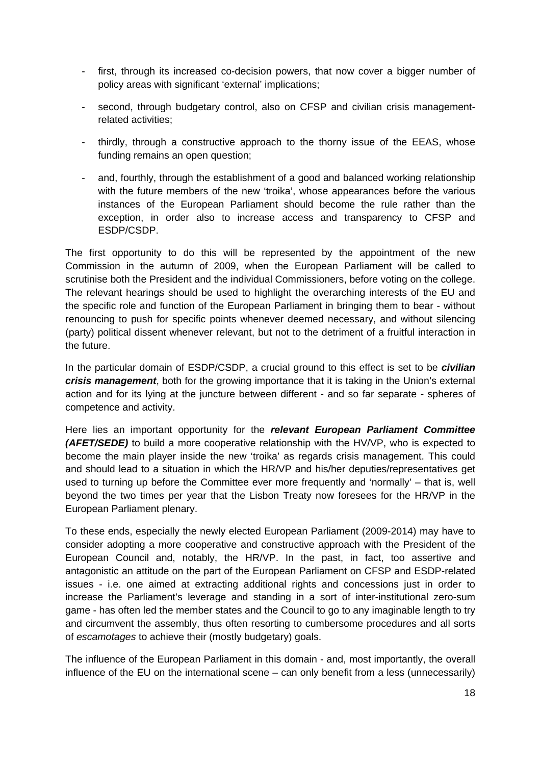- first, through its increased co-decision powers, that now cover a bigger number of policy areas with significant 'external' implications;
- second, through budgetary control, also on CFSP and civilian crisis management-related activities;
- thirdly, through a constructive approach to the thorny issue of the EEAS, whose funding remains an open question;
- and, fourthly, through the establishment of a good and balanced working relationship with the future members of the new 'troika', whose appearances before the various instances of the European Parliament should become the rule rather than the exception, in order also to increase access and transparency to CFSP and ESDP/CSDP.

The first opportunity to do this will be represented by the appointment of the new Commission in the autumn of 2009, when the European Parliament will be called to scrutinise both the President and the individual Commissioners, before voting on the college. The relevant hearings should be used to highlight the overarching interests of the EU and the specific role and function of the European Parliament in bringing them to bear - without renouncing to push for specific points whenever deemed necessary, and without silencing (party) political dissent whenever relevant, but not to the detriment of a fruitful interaction in the future.

In the particular domain of ESDP/CSDP, a crucial ground to this effect is set to be ***civilian crisis management***, both for the growing importance that it is taking in the Union's external action and for its lying at the juncture between different - and so far separate - spheres of competence and activity.

Here lies an important opportunity for the ***relevant European Parliament Committee (AFET/SEDE)*** to build a more cooperative relationship with the HV/VP, who is expected to become the main player inside the new 'troika' as regards crisis management. This could and should lead to a situation in which the HR/VP and his/her deputies/representatives get used to turning up before the Committee ever more frequently and 'normally' – that is, well beyond the two times per year that the Lisbon Treaty now foresees for the HR/VP in the European Parliament plenary.

To these ends, especially the newly elected European Parliament (2009-2014) may have to consider adopting a more cooperative and constructive approach with the President of the European Council and, notably, the HR/VP. In the past, in fact, too assertive and antagonistic an attitude on the part of the European Parliament on CFSP and ESDP-related issues - i.e. one aimed at extracting additional rights and concessions just in order to increase the Parliament's leverage and standing in a sort of inter-institutional zero-sum game - has often led the member states and the Council to go to any imaginable length to try and circumvent the assembly, thus often resorting to cumbersome procedures and all sorts of *escamotages* to achieve their (mostly budgetary) goals.

The influence of the European Parliament in this domain - and, most importantly, the overall influence of the EU on the international scene – can only benefit from a less (unnecessarily)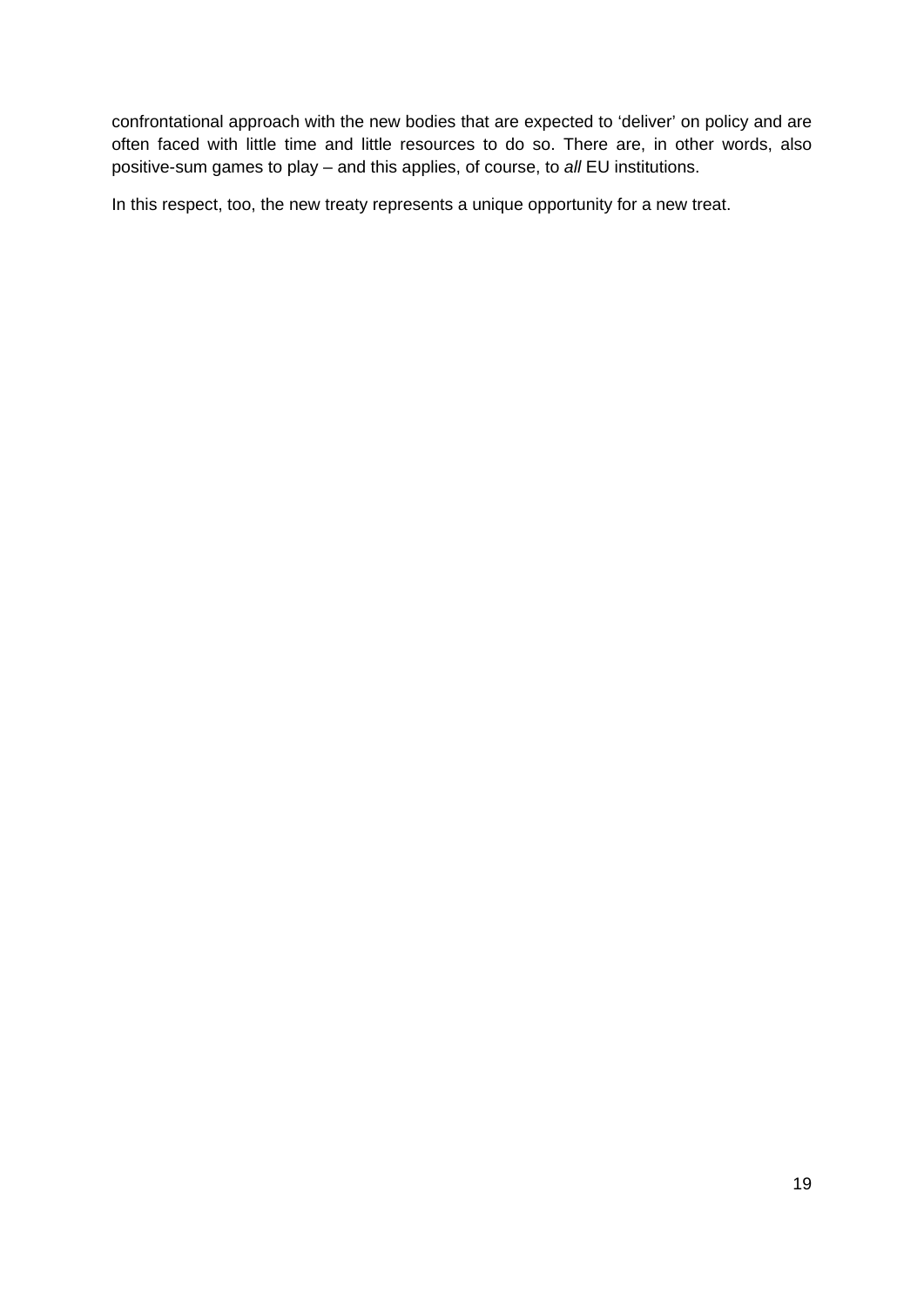confrontational approach with the new bodies that are expected to 'deliver' on policy and are often faced with little time and little resources to do so. There are, in other words, also positive-sum games to play – and this applies, of course, to *all* EU institutions.

In this respect, too, the new treaty represents a unique opportunity for a new treat.